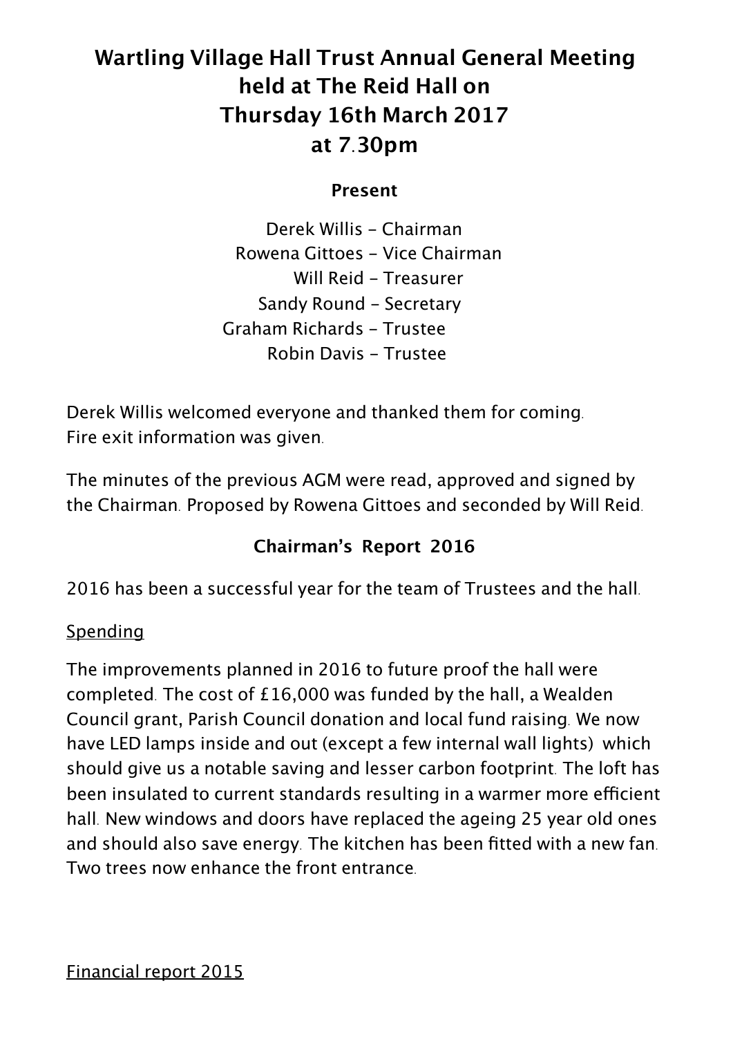# Wartling Village Hall Trust Annual General Meeting held at The Reid Hall on Thursday 16th March 2017 at 7.30pm

**Present**

Derek Willis - Chairman
Rowena Gittoes - Vice Chairman
Will Reid - Treasurer
Sandy Round - Secretary
Graham Richards - Trustee
Robin Davis - Trustee

Derek Willis welcomed everyone and thanked them for coming.
Fire exit information was given.

The minutes of the previous AGM were read, approved and signed by the Chairman. Proposed by Rowena Gittoes and seconded by Will Reid.

## Chairman's Report 2016

2016 has been a successful year for the team of Trustees and the hall.

Spending

The improvements planned in 2016 to future proof the hall were completed. The cost of £16,000 was funded by the hall, a Wealden Council grant, Parish Council donation and local fund raising. We now have LED lamps inside and out (except a few internal wall lights) which should give us a notable saving and lesser carbon footprint. The loft has been insulated to current standards resulting in a warmer more efficient hall. New windows and doors have replaced the ageing 25 year old ones and should also save energy. The kitchen has been fitted with a new fan. Two trees now enhance the front entrance.

Financial report 2015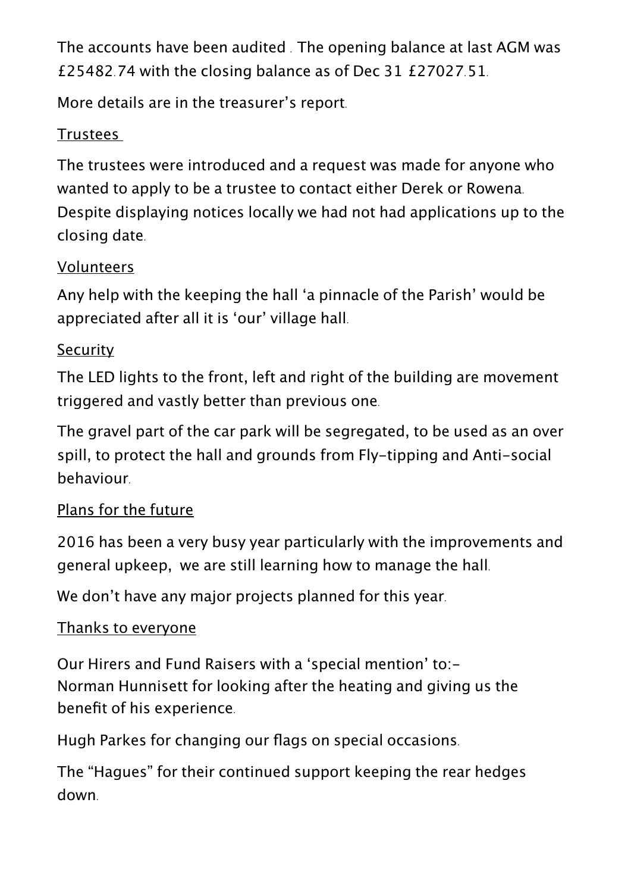The accounts have been audited . The opening balance at last AGM was £25482.74 with the closing balance as of Dec 31 £27027.51.

More details are in the treasurer's report.

## Trustees

The trustees were introduced and a request was made for anyone who wanted to apply to be a trustee to contact either Derek or Rowena. Despite displaying notices locally we had not had applications up to the closing date.

## Volunteers

Any help with the keeping the hall 'a pinnacle of the Parish' would be appreciated after all it is 'our' village hall.

## Security

The LED lights to the front, left and right of the building are movement triggered and vastly better than previous one.

The gravel part of the car park will be segregated, to be used as an over spill, to protect the hall and grounds from Fly-tipping and Anti-social behaviour.

## Plans for the future

2016 has been a very busy year particularly with the improvements and general upkeep, we are still learning how to manage the hall.

We don't have any major projects planned for this year.

## Thanks to everyone

Our Hirers and Fund Raisers with a 'special mention' to:-
Norman Hunnisett for looking after the heating and giving us the benefit of his experience.

Hugh Parkes for changing our flags on special occasions.

The "Hagues" for their continued support keeping the rear hedges down.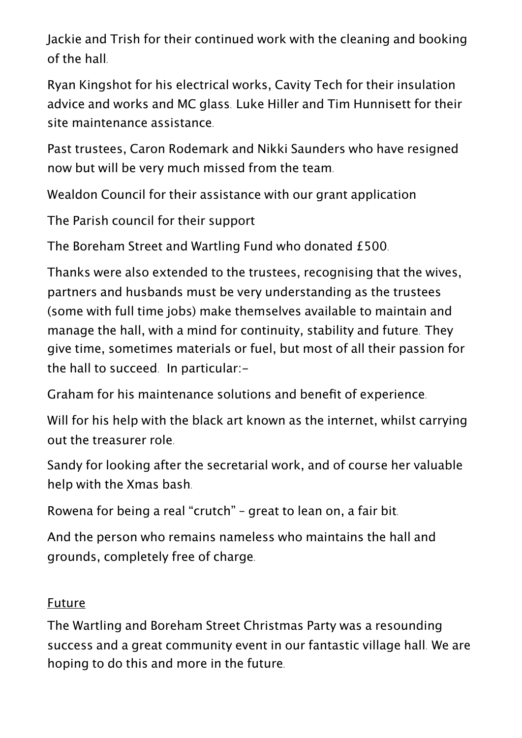Jackie and Trish for their continued work with the cleaning and booking of the hall.

Ryan Kingshot for his electrical works, Cavity Tech for their insulation advice and works and MC glass. Luke Hiller and Tim Hunnisett for their site maintenance assistance.

Past trustees, Caron Rodemark and Nikki Saunders who have resigned now but will be very much missed from the team.

Wealdon Council for their assistance with our grant application

The Parish council for their support

The Boreham Street and Wartling Fund who donated £500.

Thanks were also extended to the trustees, recognising that the wives, partners and husbands must be very understanding as the trustees (some with full time jobs) make themselves available to maintain and manage the hall, with a mind for continuity, stability and future. They give time, sometimes materials or fuel, but most of all their passion for the hall to succeed. In particular:-

Graham for his maintenance solutions and benefit of experience.

Will for his help with the black art known as the internet, whilst carrying out the treasurer role.

Sandy for looking after the secretarial work, and of course her valuable help with the Xmas bash.

Rowena for being a real "crutch" – great to lean on, a fair bit.

And the person who remains nameless who maintains the hall and grounds, completely free of charge.

## Future

The Wartling and Boreham Street Christmas Party was a resounding success and a great community event in our fantastic village hall. We are hoping to do this and more in the future.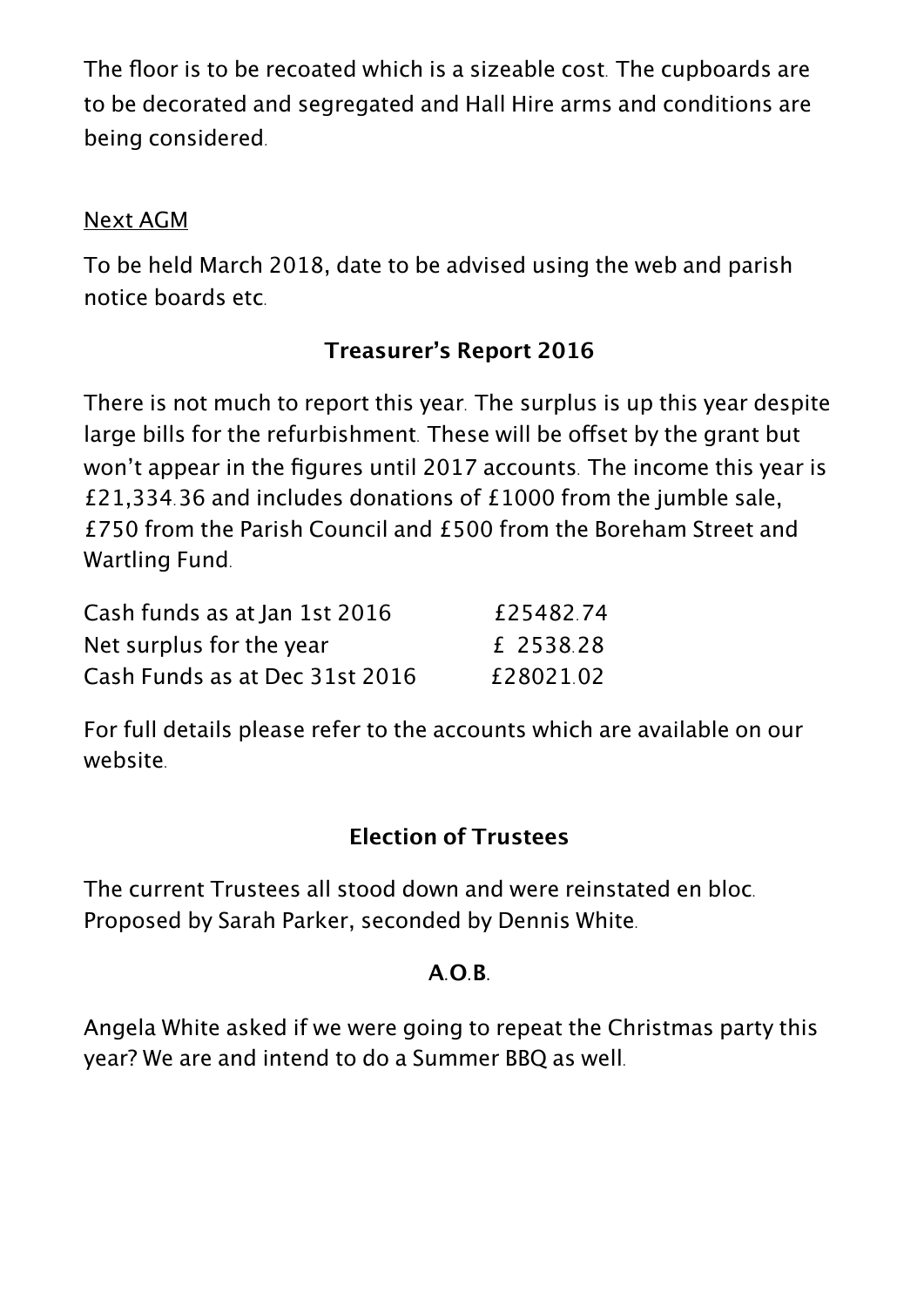The floor is to be recoated which is a sizeable cost. The cupboards are to be decorated and segregated and Hall Hire arms and conditions are being considered.

Next AGM

To be held March 2018, date to be advised using the web and parish notice boards etc.

## Treasurer's Report 2016

There is not much to report this year. The surplus is up this year despite large bills for the refurbishment. These will be offset by the grant but won't appear in the figures until 2017 accounts. The income this year is £21,334.36 and includes donations of £1000 from the jumble sale, £750 from the Parish Council and £500 from the Boreham Street and Wartling Fund.

| | |
|---|---|
| Cash funds as at Jan 1st 2016 | £25482.74 |
| Net surplus for the year | £ 2538.28 |
| Cash Funds as at Dec 31st 2016 | £28021.02 |

For full details please refer to the accounts which are available on our website.

## Election of Trustees

The current Trustees all stood down and were reinstated en bloc. Proposed by Sarah Parker, seconded by Dennis White.

## A.O.B.

Angela White asked if we were going to repeat the Christmas party this year? We are and intend to do a Summer BBQ as well.